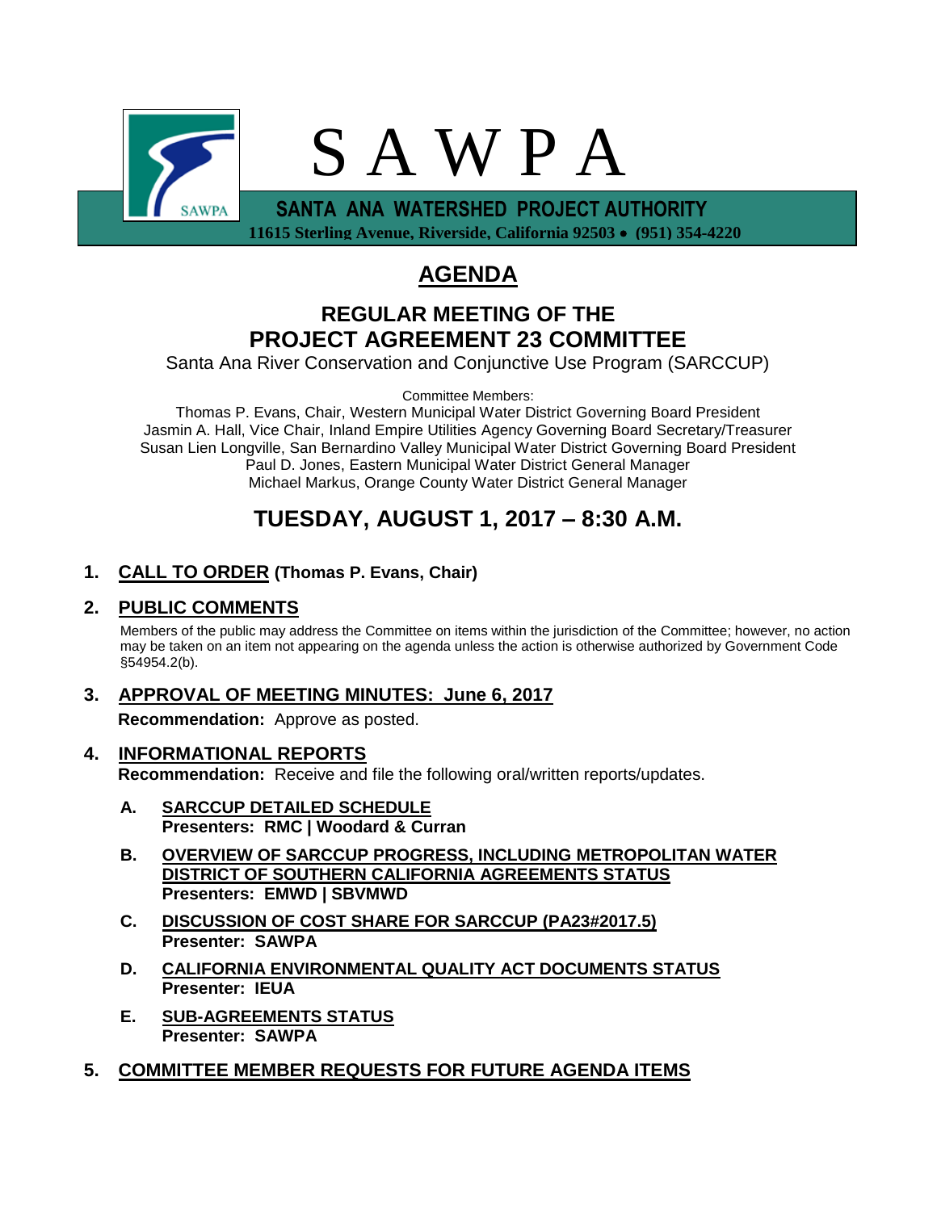# S A W P A

**SANTA ANA WATERSHED PROJECT AUTHORITY**

**11615 Sterling Avenue, Riverside, California 92503 • (951) 354-4220**

# AGENDA

## REGULAR MEETING OF THE PROJECT AGREEMENT 23 COMMITTEE

Santa Ana River Conservation and Conjunctive Use Program (SARCCUP)

Committee Members:

Thomas P. Evans, Chair, Western Municipal Water District Governing Board President
Jasmin A. Hall, Vice Chair, Inland Empire Utilities Agency Governing Board Secretary/Treasurer
Susan Lien Longville, San Bernardino Valley Municipal Water District Governing Board President
Paul D. Jones, Eastern Municipal Water District General Manager
Michael Markus, Orange County Water District General Manager

## TUESDAY, AUGUST 1, 2017 – 8:30 A.M.

**1. CALL TO ORDER (Thomas P. Evans, Chair)**

**2. PUBLIC COMMENTS**

Members of the public may address the Committee on items within the jurisdiction of the Committee; however, no action may be taken on an item not appearing on the agenda unless the action is otherwise authorized by Government Code §54954.2(b).

**3. APPROVAL OF MEETING MINUTES: June 6, 2017**

**Recommendation:** Approve as posted.

**4. INFORMATIONAL REPORTS**

**Recommendation:** Receive and file the following oral/written reports/updates.

**A. SARCCUP DETAILED SCHEDULE**
**Presenters: RMC | Woodard & Curran**

**B. OVERVIEW OF SARCCUP PROGRESS, INCLUDING METROPOLITAN WATER DISTRICT OF SOUTHERN CALIFORNIA AGREEMENTS STATUS**
**Presenters: EMWD | SBVMWD**

**C. DISCUSSION OF COST SHARE FOR SARCCUP (PA23#2017.5)**
**Presenter: SAWPA**

**D. CALIFORNIA ENVIRONMENTAL QUALITY ACT DOCUMENTS STATUS**
**Presenter: IEUA**

**E. SUB-AGREEMENTS STATUS**
**Presenter: SAWPA**

**5. COMMITTEE MEMBER REQUESTS FOR FUTURE AGENDA ITEMS**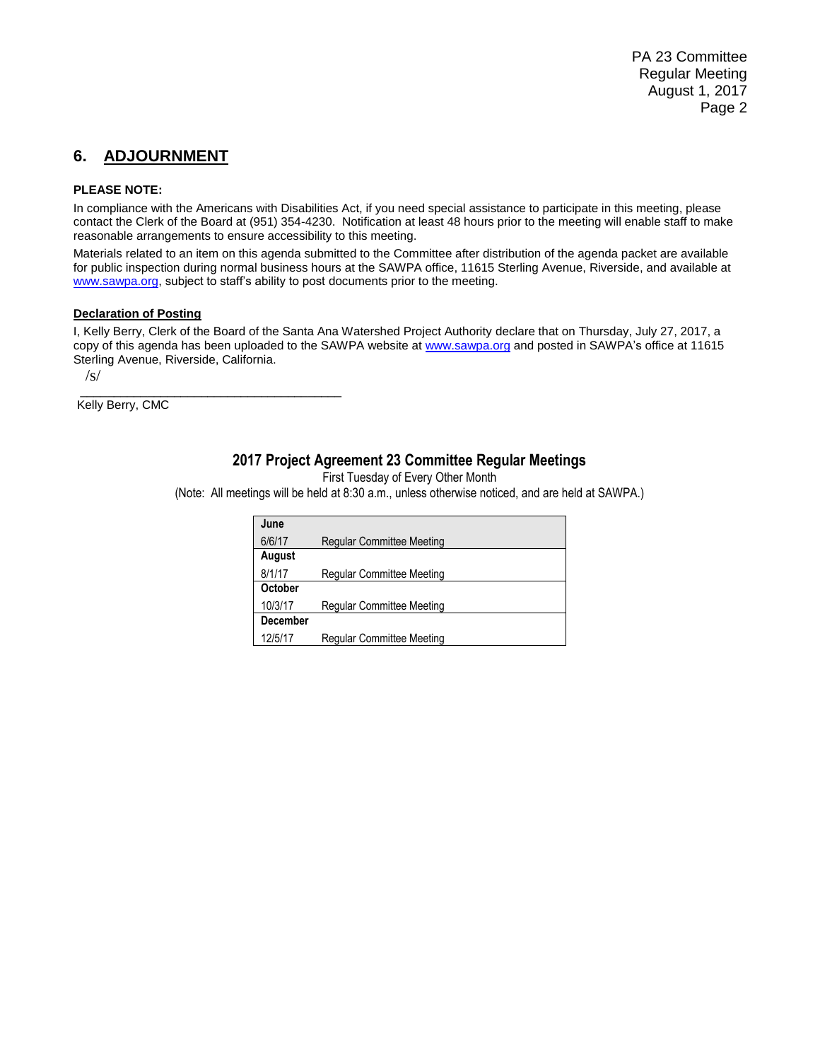## 6. ADJOURNMENT

**PLEASE NOTE:**

In compliance with the Americans with Disabilities Act, if you need special assistance to participate in this meeting, please contact the Clerk of the Board at (951) 354-4230. Notification at least 48 hours prior to the meeting will enable staff to make reasonable arrangements to ensure accessibility to this meeting.

Materials related to an item on this agenda submitted to the Committee after distribution of the agenda packet are available for public inspection during normal business hours at the SAWPA office, 11615 Sterling Avenue, Riverside, and available at www.sawpa.org, subject to staff's ability to post documents prior to the meeting.

**Declaration of Posting**

I, Kelly Berry, Clerk of the Board of the Santa Ana Watershed Project Authority declare that on Thursday, July 27, 2017, a copy of this agenda has been uploaded to the SAWPA website at www.sawpa.org and posted in SAWPA's office at 11615 Sterling Avenue, Riverside, California.

/s/

\_\_\_\_\_\_\_\_\_\_\_\_\_\_\_\_\_\_\_\_\_\_\_\_\_\_\_\_\_\_\_\_\_\_\_\_\_\_\_\_

Kelly Berry, CMC

### 2017 Project Agreement 23 Committee Regular Meetings

First Tuesday of Every Other Month

(Note: All meetings will be held at 8:30 a.m., unless otherwise noticed, and are held at SAWPA.)

| | |
|---|---|
| **June** | |
| 6/6/17 | Regular Committee Meeting |
| **August** | |
| 8/1/17 | Regular Committee Meeting |
| **October** | |
| 10/3/17 | Regular Committee Meeting |
| **December** | |
| 12/5/17 | Regular Committee Meeting |